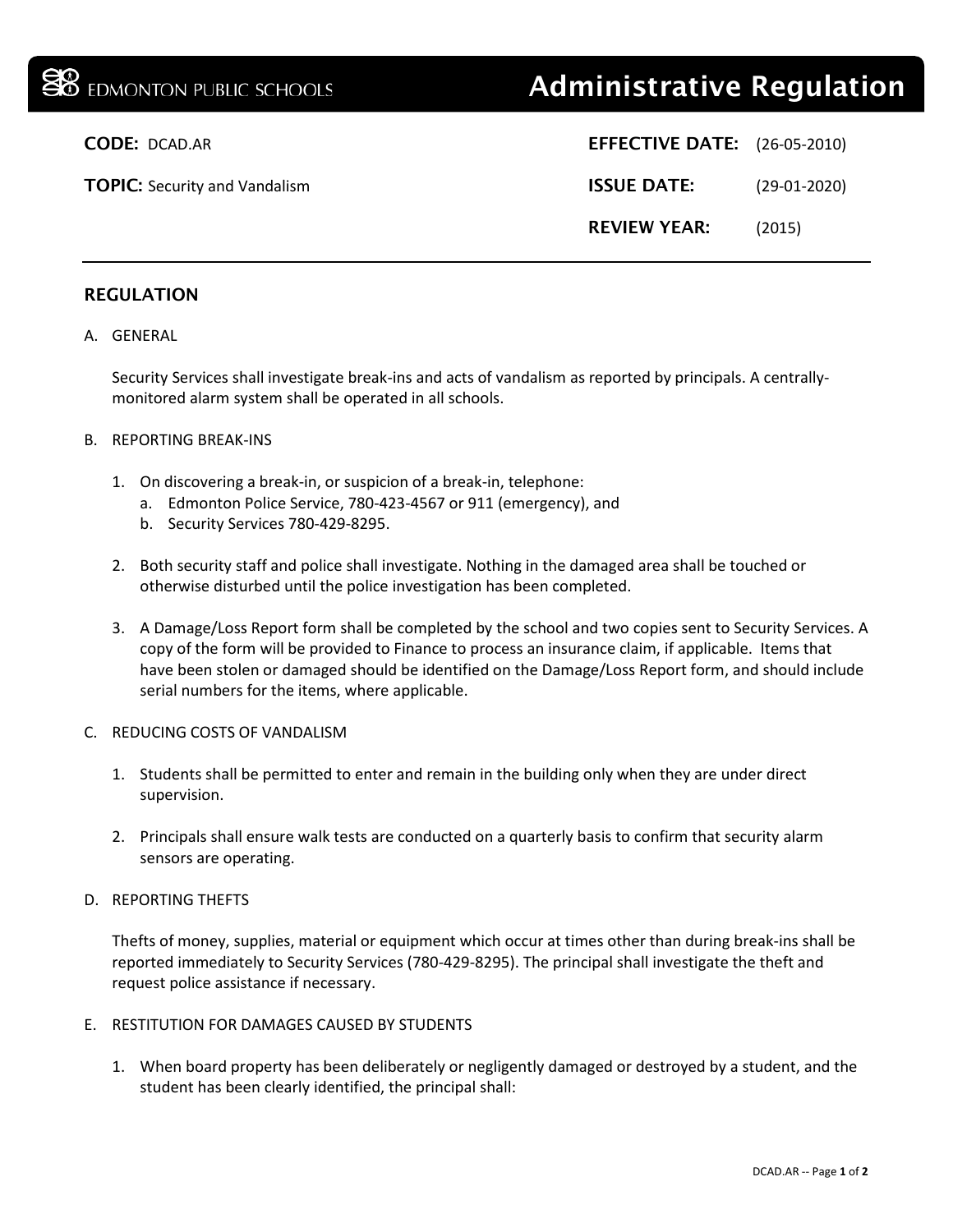EDMONTON PUBLIC SCHOOLS

# Administrative Regulation

**CODE:** DCAD.AR

**TOPIC:** Security and Vandalism

**EFFECTIVE DATE:** (26-05-2010)

**ISSUE DATE:** (29-01-2020)

**REVIEW YEAR:** (2015)

## REGULATION

A. GENERAL

Security Services shall investigate break-ins and acts of vandalism as reported by principals. A centrally-monitored alarm system shall be operated in all schools.

B. REPORTING BREAK-INS

1. On discovering a break-in, or suspicion of a break-in, telephone:
   a. Edmonton Police Service, 780-423-4567 or 911 (emergency), and
   b. Security Services 780-429-8295.

2. Both security staff and police shall investigate. Nothing in the damaged area shall be touched or otherwise disturbed until the police investigation has been completed.

3. A Damage/Loss Report form shall be completed by the school and two copies sent to Security Services. A copy of the form will be provided to Finance to process an insurance claim, if applicable. Items that have been stolen or damaged should be identified on the Damage/Loss Report form, and should include serial numbers for the items, where applicable.

C. REDUCING COSTS OF VANDALISM

1. Students shall be permitted to enter and remain in the building only when they are under direct supervision.

2. Principals shall ensure walk tests are conducted on a quarterly basis to confirm that security alarm sensors are operating.

D. REPORTING THEFTS

Thefts of money, supplies, material or equipment which occur at times other than during break-ins shall be reported immediately to Security Services (780-429-8295). The principal shall investigate the theft and request police assistance if necessary.

E. RESTITUTION FOR DAMAGES CAUSED BY STUDENTS

1. When board property has been deliberately or negligently damaged or destroyed by a student, and the student has been clearly identified, the principal shall: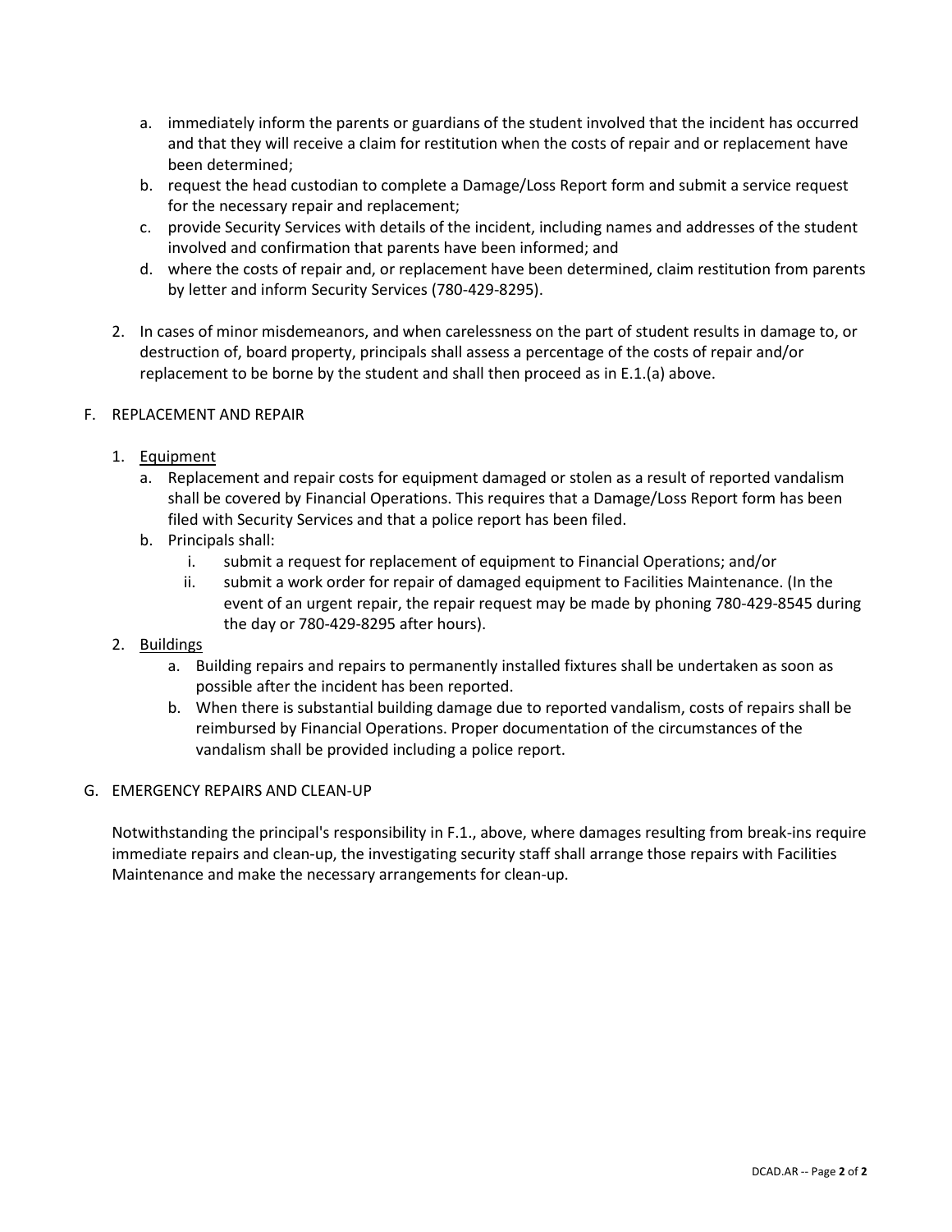a. immediately inform the parents or guardians of the student involved that the incident has occurred and that they will receive a claim for restitution when the costs of repair and or replacement have been determined;
b. request the head custodian to complete a Damage/Loss Report form and submit a service request for the necessary repair and replacement;
c. provide Security Services with details of the incident, including names and addresses of the student involved and confirmation that parents have been informed; and
d. where the costs of repair and, or replacement have been determined, claim restitution from parents by letter and inform Security Services (780-429-8295).

2. In cases of minor misdemeanors, and when carelessness on the part of student results in damage to, or destruction of, board property, principals shall assess a percentage of the costs of repair and/or replacement to be borne by the student and shall then proceed as in E.1.(a) above.

## F. REPLACEMENT AND REPAIR

1. Equipment
   a. Replacement and repair costs for equipment damaged or stolen as a result of reported vandalism shall be covered by Financial Operations. This requires that a Damage/Loss Report form has been filed with Security Services and that a police report has been filed.
   b. Principals shall:
      i. submit a request for replacement of equipment to Financial Operations; and/or
      ii. submit a work order for repair of damaged equipment to Facilities Maintenance. (In the event of an urgent repair, the repair request may be made by phoning 780-429-8545 during the day or 780-429-8295 after hours).
2. Buildings
   a. Building repairs and repairs to permanently installed fixtures shall be undertaken as soon as possible after the incident has been reported.
   b. When there is substantial building damage due to reported vandalism, costs of repairs shall be reimbursed by Financial Operations. Proper documentation of the circumstances of the vandalism shall be provided including a police report.

## G. EMERGENCY REPAIRS AND CLEAN-UP

Notwithstanding the principal's responsibility in F.1., above, where damages resulting from break-ins require immediate repairs and clean-up, the investigating security staff shall arrange those repairs with Facilities Maintenance and make the necessary arrangements for clean-up.